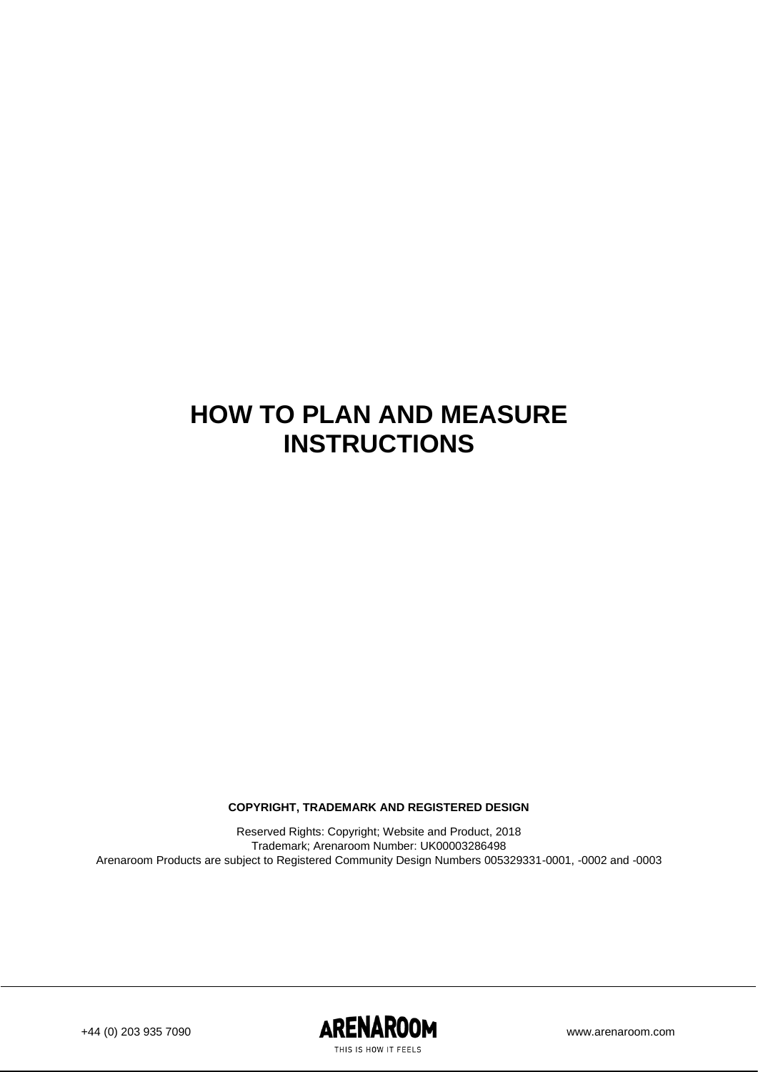# HOW TO PLAN AND MEASURE INSTRUCTIONS

**COPYRIGHT, TRADEMARK AND REGISTERED DESIGN**

Reserved Rights: Copyright; Website and Product, 2018
Trademark; Arenaroom Number: UK00003286498
Arenaroom Products are subject to Registered Community Design Numbers 005329331-0001, -0002 and -0003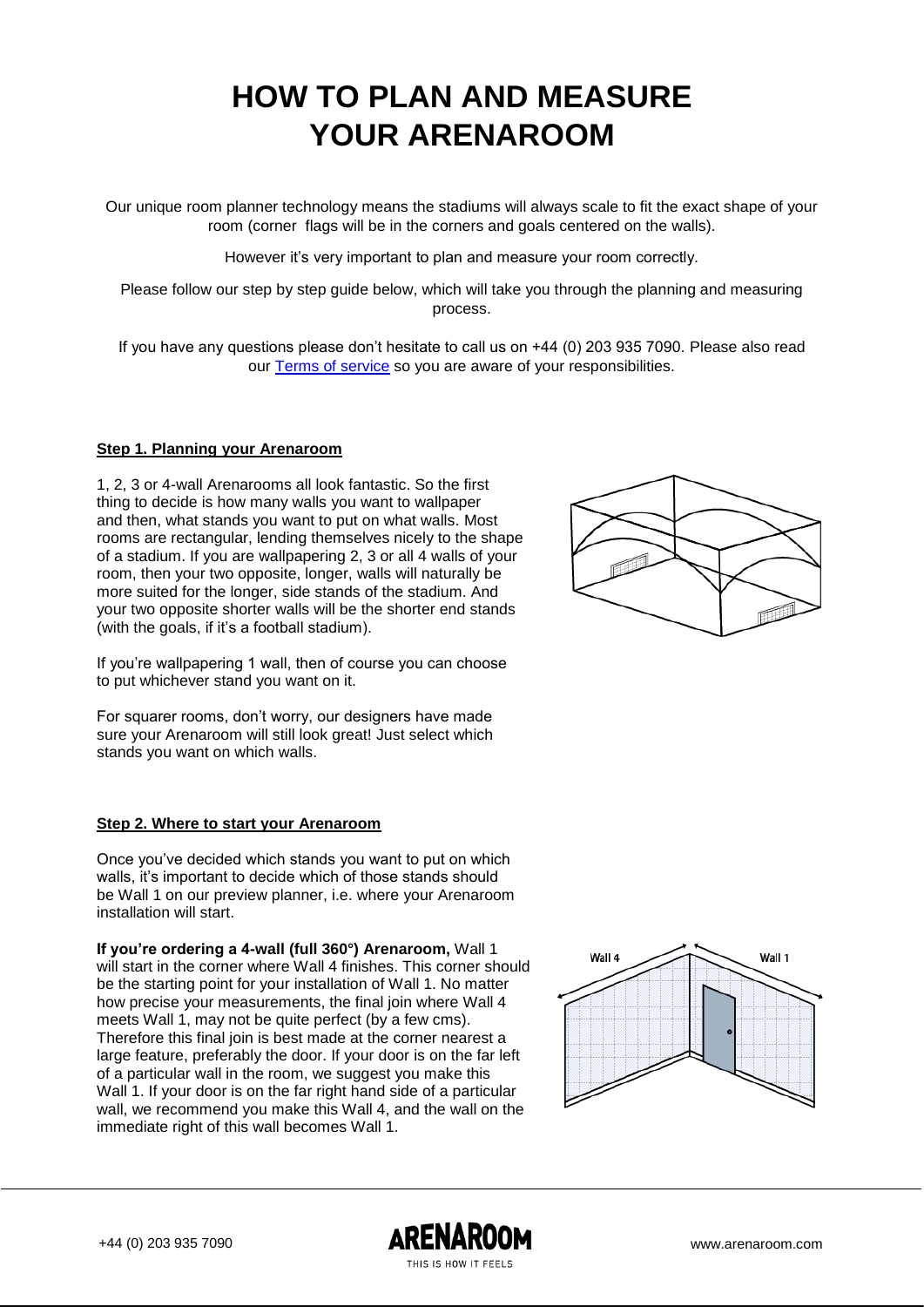# HOW TO PLAN AND MEASURE YOUR ARENAROOM

Our unique room planner technology means the stadiums will always scale to fit the exact shape of your room (corner flags will be in the corners and goals centered on the walls).

However it's very important to plan and measure your room correctly.

Please follow our step by step guide below, which will take you through the planning and measuring process.

If you have any questions please don't hesitate to call us on +44 (0) 203 935 7090. Please also read our [Terms of service] so you are aware of your responsibilities.

**Step 1. Planning your Arenaroom**

1, 2, 3 or 4-wall Arenarooms all look fantastic. So the first thing to decide is how many walls you want to wallpaper and then, what stands you want to put on what walls. Most rooms are rectangular, lending themselves nicely to the shape of a stadium. If you are wallpapering 2, 3 or all 4 walls of your room, then your two opposite, longer, walls will naturally be more suited for the longer, side stands of the stadium. And your two opposite shorter walls will be the shorter end stands (with the goals, if it's a football stadium).

If you're wallpapering 1 wall, then of course you can choose to put whichever stand you want on it.

For squarer rooms, don't worry, our designers have made sure your Arenaroom will still look great! Just select which stands you want on which walls.

**Step 2. Where to start your Arenaroom**

Once you've decided which stands you want to put on which walls, it's important to decide which of those stands should be Wall 1 on our preview planner, i.e. where your Arenaroom installation will start.

**If you're ordering a 4-wall (full 360°) Arenaroom,** Wall 1 will start in the corner where Wall 4 finishes. This corner should be the starting point for your installation of Wall 1. No matter how precise your measurements, the final join where Wall 4 meets Wall 1, may not be quite perfect (by a few cms). Therefore this final join is best made at the corner nearest a large feature, preferably the door. If your door is on the far left of a particular wall in the room, we suggest you make this Wall 1. If your door is on the far right hand side of a particular wall, we recommend you make this Wall 4, and the wall on the immediate right of this wall becomes Wall 1.

Wall 4 Wall 1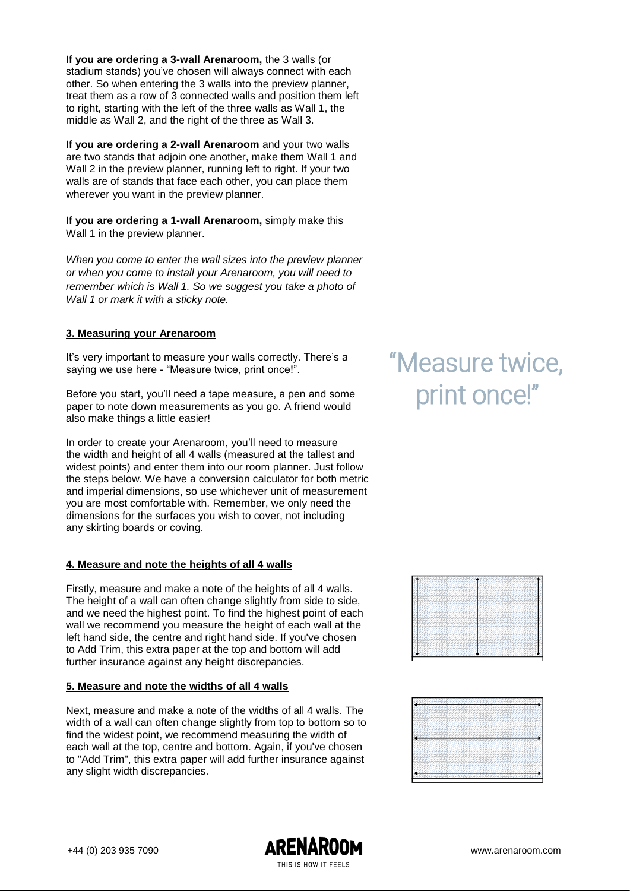**If you are ordering a 3-wall Arenaroom,** the 3 walls (or stadium stands) you've chosen will always connect with each other. So when entering the 3 walls into the preview planner, treat them as a row of 3 connected walls and position them left to right, starting with the left of the three walls as Wall 1, the middle as Wall 2, and the right of the three as Wall 3.

**If you are ordering a 2-wall Arenaroom** and your two walls are two stands that adjoin one another, make them Wall 1 and Wall 2 in the preview planner, running left to right. If your two walls are of stands that face each other, you can place them wherever you want in the preview planner.

**If you are ordering a 1-wall Arenaroom,** simply make this Wall 1 in the preview planner.

*When you come to enter the wall sizes into the preview planner or when you come to install your Arenaroom, you will need to remember which is Wall 1. So we suggest you take a photo of Wall 1 or mark it with a sticky note.*

## 3. Measuring your Arenaroom

It's very important to measure your walls correctly. There's a saying we use here - "Measure twice, print once!".

> "Measure twice, print once!"

Before you start, you'll need a tape measure, a pen and some paper to note down measurements as you go. A friend would also make things a little easier!

In order to create your Arenaroom, you'll need to measure the width and height of all 4 walls (measured at the tallest and widest points) and enter them into our room planner. Just follow the steps below. We have a conversion calculator for both metric and imperial dimensions, so use whichever unit of measurement you are most comfortable with. Remember, we only need the dimensions for the surfaces you wish to cover, not including any skirting boards or coving.

## 4. Measure and note the heights of all 4 walls

Firstly, measure and make a note of the heights of all 4 walls. The height of a wall can often change slightly from side to side, and we need the highest point. To find the highest point of each wall we recommend you measure the height of each wall at the left hand side, the centre and right hand side. If you've chosen to Add Trim, this extra paper at the top and bottom will add further insurance against any height discrepancies.

## 5. Measure and note the widths of all 4 walls

Next, measure and make a note of the widths of all 4 walls. The width of a wall can often change slightly from top to bottom so to find the widest point, we recommend measuring the width of each wall at the top, centre and bottom. Again, if you've chosen to "Add Trim", this extra paper will add further insurance against any slight width discrepancies.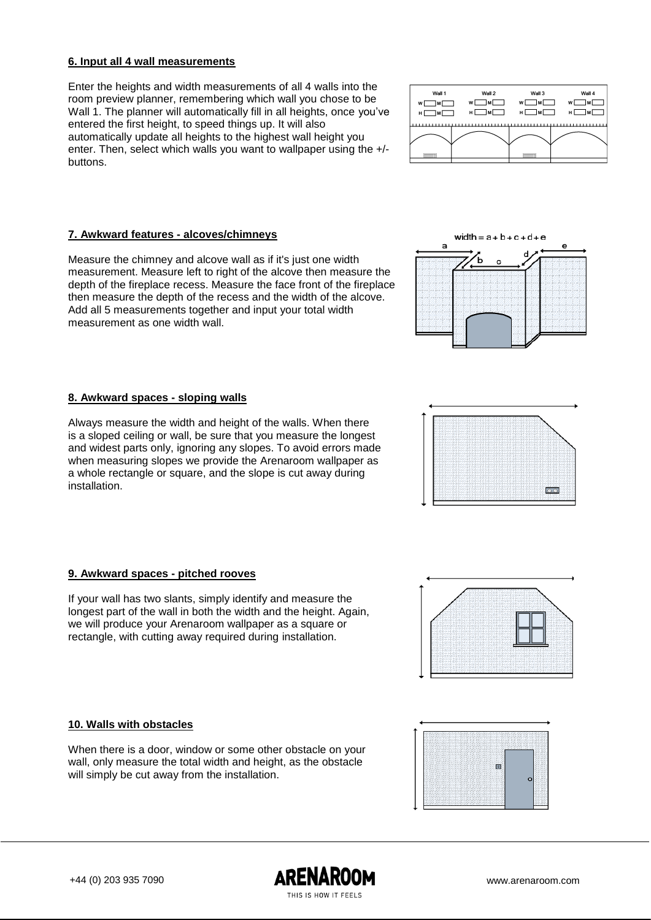**6. Input all 4 wall measurements**

Enter the heights and width measurements of all 4 walls into the room preview planner, remembering which wall you chose to be Wall 1. The planner will automatically fill in all heights, once you've entered the first height, to speed things up. It will also automatically update all heights to the highest wall height you enter. Then, select which walls you want to wallpaper using the +/- buttons.

Wall 1 Wall 2 Wall 3 Wall 4

W M

H M

**7. Awkward features - alcoves/chimneys**

Measure the chimney and alcove wall as if it's just one width measurement. Measure left to right of the alcove then measure the depth of the fireplace recess. Measure the face front of the fireplace then measure the depth of the recess and the width of the alcove. Add all 5 measurements together and input your total width measurement as one width wall.

width = a + b + c + d + e

a b c d e

**8. Awkward spaces - sloping walls**

Always measure the width and height of the walls. When there is a sloped ceiling or wall, be sure that you measure the longest and widest parts only, ignoring any slopes. To avoid errors made when measuring slopes we provide the Arenaroom wallpaper as a whole rectangle or square, and the slope is cut away during installation.

**9. Awkward spaces - pitched rooves**

If your wall has two slants, simply identify and measure the longest part of the wall in both the width and the height. Again, we will produce your Arenaroom wallpaper as a square or rectangle, with cutting away required during installation.

**10. Walls with obstacles**

When there is a door, window or some other obstacle on your wall, only measure the total width and height, as the obstacle will simply be cut away from the installation.

+44 (0) 203 935 7090 ARENAROOM THIS IS HOW IT FEELS www.arenaroom.com